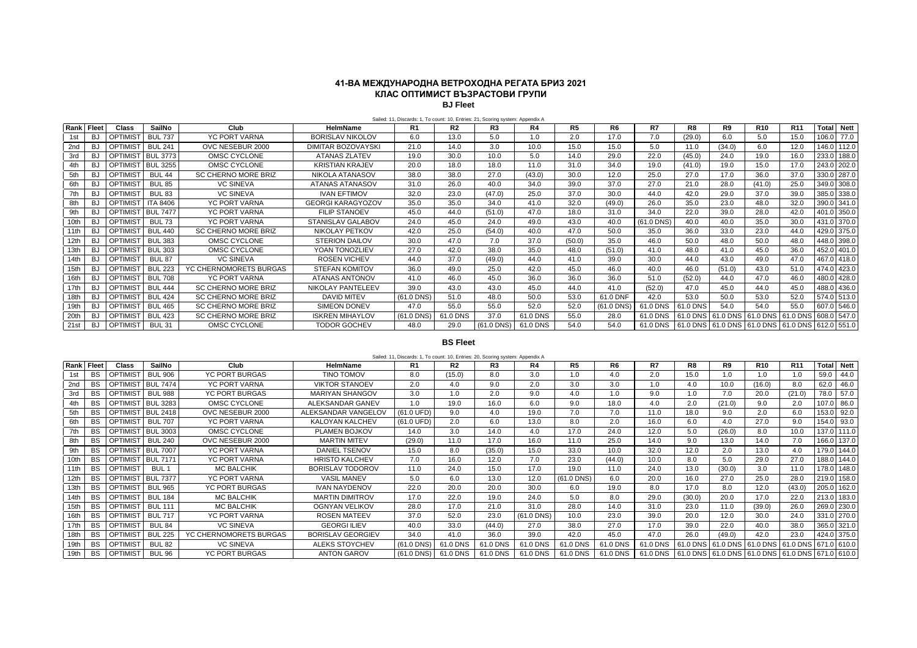## 41-ВА МЕЖДУНАРОДНА ВЕТРОХОДНА РЕГАТА БРИЗ 2021
## КЛАС ОПТИМИСТ ВЪЗРАСТОВИ ГРУПИ
### BJ Fleet

Sailed: 11, Discards: 1, To count: 10, Entries: 21, Scoring system: Appendix A

| Rank | Fleet | Class | SailNo | Club | HelmName | R1 | R2 | R3 | R4 | R5 | R6 | R7 | R8 | R9 | R10 | R11 | Total | Nett |
|---|---|---|---|---|---|---|---|---|---|---|---|---|---|---|---|---|---|---|
| 1st | BJ | OPTIMIST | BUL 737 | YC PORT VARNA | BORISLAV NIKOLOV | 6.0 | 13.0 | 5.0 | 1.0 | 2.0 | 17.0 | 7.0 | (29.0) | 6.0 | 5.0 | 15.0 | 106.0 | 77.0 |
| 2nd | BJ | OPTIMIST | BUL 241 | OVC NESEBUR 2000 | DIMITAR BOZOVAYSKI | 21.0 | 14.0 | 3.0 | 10.0 | 15.0 | 15.0 | 5.0 | 11.0 | (34.0) | 6.0 | 12.0 | 146.0 | 112.0 |
| 3rd | BJ | OPTIMIST | BUL 3773 | OMSC CYCLONE | ATANAS ZLATEV | 19.0 | 30.0 | 10.0 | 5.0 | 14.0 | 29.0 | 22.0 | (45.0) | 24.0 | 19.0 | 16.0 | 233.0 | 188.0 |
| 4th | BJ | OPTIMIST | BUL 3255 | OMSC CYCLONE | KRISTIAN KRAJEV | 20.0 | 18.0 | 18.0 | 11.0 | 31.0 | 34.0 | 19.0 | (41.0) | 19.0 | 15.0 | 17.0 | 243.0 | 202.0 |
| 5th | BJ | OPTIMIST | BUL 44 | SC CHERNO MORE BRIZ | NIKOLA ATANASOV | 38.0 | 38.0 | 27.0 | (43.0) | 30.0 | 12.0 | 25.0 | 27.0 | 17.0 | 36.0 | 37.0 | 330.0 | 287.0 |
| 6th | BJ | OPTIMIST | BUL 85 | VC SINEVA | ATANAS ATANASOV | 31.0 | 26.0 | 40.0 | 34.0 | 39.0 | 37.0 | 27.0 | 21.0 | 28.0 | (41.0) | 25.0 | 349.0 | 308.0 |
| 7th | BJ | OPTIMIST | BUL 83 | VC SINEVA | IVAN EFTIMOV | 32.0 | 23.0 | (47.0) | 25.0 | 37.0 | 30.0 | 44.0 | 42.0 | 29.0 | 37.0 | 39.0 | 385.0 | 338.0 |
| 8th | BJ | OPTIMIST | ITA 8406 | YC PORT VARNA | GEORGI KARAGYOZOV | 35.0 | 35.0 | 34.0 | 41.0 | 32.0 | (49.0) | 26.0 | 35.0 | 23.0 | 48.0 | 32.0 | 390.0 | 341.0 |
| 9th | BJ | OPTIMIST | BUL 7477 | YC PORT VARNA | FILIP STANOEV | 45.0 | 44.0 | (51.0) | 47.0 | 18.0 | 31.0 | 34.0 | 22.0 | 39.0 | 28.0 | 42.0 | 401.0 | 350.0 |
| 10th | BJ | OPTIMIST | BUL 73 | YC PORT VARNA | STANISLAV GALABOV | 24.0 | 45.0 | 24.0 | 49.0 | 43.0 | 40.0 | (61.0 DNS) | 40.0 | 40.0 | 35.0 | 30.0 | 431.0 | 370.0 |
| 11th | BJ | OPTIMIST | BUL 440 | SC CHERNO MORE BRIZ | NIKOLAY PETKOV | 42.0 | 25.0 | (54.0) | 40.0 | 47.0 | 50.0 | 35.0 | 36.0 | 33.0 | 23.0 | 44.0 | 429.0 | 375.0 |
| 12th | BJ | OPTIMIST | BUL 383 | OMSC CYCLONE | STERION DAILOV | 30.0 | 47.0 | 7.0 | 37.0 | (50.0) | 35.0 | 46.0 | 50.0 | 48.0 | 50.0 | 48.0 | 448.0 | 398.0 |
| 13th | BJ | OPTIMIST | BUL 303 | OMSC CYCLONE | YOAN TONOZLIEV | 27.0 | 42.0 | 38.0 | 35.0 | 48.0 | (51.0) | 41.0 | 48.0 | 41.0 | 45.0 | 36.0 | 452.0 | 401.0 |
| 14th | BJ | OPTIMIST | BUL 87 | VC SINEVA | ROSEN VICHEV | 44.0 | 37.0 | (49.0) | 44.0 | 41.0 | 39.0 | 30.0 | 44.0 | 43.0 | 49.0 | 47.0 | 467.0 | 418.0 |
| 15th | BJ | OPTIMIST | BUL 223 | YC CHERNOMORETS BURGAS | STEFAN KOMITOV | 36.0 | 49.0 | 25.0 | 42.0 | 45.0 | 46.0 | 40.0 | 46.0 | (51.0) | 43.0 | 51.0 | 474.0 | 423.0 |
| 16th | BJ | OPTIMIST | BUL 708 | YC PORT VARNA | ATANAS ANTONOV | 41.0 | 46.0 | 45.0 | 36.0 | 36.0 | 36.0 | 51.0 | (52.0) | 44.0 | 47.0 | 46.0 | 480.0 | 428.0 |
| 17th | BJ | OPTIMIST | BUL 444 | SC CHERNO MORE BRIZ | NIKOLAY PANTELEEV | 39.0 | 43.0 | 43.0 | 45.0 | 44.0 | 41.0 | (52.0) | 47.0 | 45.0 | 44.0 | 45.0 | 488.0 | 436.0 |
| 18th | BJ | OPTIMIST | BUL 424 | SC CHERNO MORE BRIZ | DAVID MITEV | (61.0 DNS) | 51.0 | 48.0 | 50.0 | 53.0 | 61.0 DNF | 42.0 | 53.0 | 50.0 | 53.0 | 52.0 | 574.0 | 513.0 |
| 19th | BJ | OPTIMIST | BUL 465 | SC CHERNO MORE BRIZ | SIMEON DONEV | 47.0 | 55.0 | 55.0 | 52.0 | 52.0 | (61.0 DNS) | 61.0 DNS | 61.0 DNS | 54.0 | 54.0 | 55.0 | 607.0 | 546.0 |
| 20th | BJ | OPTIMIST | BUL 423 | SC CHERNO MORE BRIZ | ISKREN MIHAYLOV | (61.0 DNS) | 61.0 DNS | 37.0 | 61.0 DNS | 55.0 | 28.0 | 61.0 DNS | 61.0 DNS | 61.0 DNS | 61.0 DNS | 61.0 DNS | 608.0 | 547.0 |
| 21st | BJ | OPTIMIST | BUL 31 | OMSC CYCLONE | TODOR GOCHEV | 48.0 | 29.0 | (61.0 DNS) | 61.0 DNS | 54.0 | 54.0 | 61.0 DNS | 61.0 DNS | 61.0 DNS | 61.0 DNS | 61.0 DNS | 612.0 | 551.0 |

### BS Fleet

Sailed: 11, Discards: 1, To count: 10, Entries: 20, Scoring system: Appendix A

| Rank | Fleet | Class | SailNo | Club | HelmName | R1 | R2 | R3 | R4 | R5 | R6 | R7 | R8 | R9 | R10 | R11 | Total | Nett |
|---|---|---|---|---|---|---|---|---|---|---|---|---|---|---|---|---|---|---|
| 1st | BS | OPTIMIST | BUL 906 | YC PORT BURGAS | TINO TOMOV | 8.0 | (15.0) | 8.0 | 3.0 | 1.0 | 4.0 | 2.0 | 15.0 | 1.0 | 1.0 | 1.0 | 59.0 | 44.0 |
| 2nd | BS | OPTIMIST | BUL 7474 | YC PORT VARNA | VIKTOR STANOEV | 2.0 | 4.0 | 9.0 | 2.0 | 3.0 | 3.0 | 1.0 | 4.0 | 10.0 | (16.0) | 8.0 | 62.0 | 46.0 |
| 3rd | BS | OPTIMIST | BUL 988 | YC PORT BURGAS | MARIYAN SHANGOV | 3.0 | 1.0 | 2.0 | 9.0 | 4.0 | 1.0 | 9.0 | 1.0 | 7.0 | 20.0 | (21.0) | 78.0 | 57.0 |
| 4th | BS | OPTIMIST | BUL 3283 | OMSC CYCLONE | ALEKSANDAR GANEV | 1.0 | 19.0 | 16.0 | 6.0 | 9.0 | 18.0 | 4.0 | 2.0 | (21.0) | 9.0 | 2.0 | 107.0 | 86.0 |
| 5th | BS | OPTIMIST | BUL 2418 | OVC NESEBUR 2000 | ALEKSANDAR VANGELOV | (61.0 UFD) | 9.0 | 4.0 | 19.0 | 7.0 | 7.0 | 11.0 | 18.0 | 9.0 | 2.0 | 6.0 | 153.0 | 92.0 |
| 6th | BS | OPTIMIST | BUL 707 | YC PORT VARNA | KALOYAN KALCHEV | (61.0 UFD) | 2.0 | 6.0 | 13.0 | 8.0 | 2.0 | 16.0 | 6.0 | 4.0 | 27.0 | 9.0 | 154.0 | 93.0 |
| 7th | BS | OPTIMIST | BUL 3003 | OMSC CYCLONE | PLAMEN BOJKOV | 14.0 | 3.0 | 14.0 | 4.0 | 17.0 | 24.0 | 12.0 | 5.0 | (26.0) | 8.0 | 10.0 | 137.0 | 111.0 |
| 8th | BS | OPTIMIST | BUL 240 | OVC NESEBUR 2000 | MARTIN MITEV | (29.0) | 11.0 | 17.0 | 16.0 | 11.0 | 25.0 | 14.0 | 9.0 | 13.0 | 14.0 | 7.0 | 166.0 | 137.0 |
| 9th | BS | OPTIMIST | BUL 7007 | YC PORT VARNA | DANIEL TSENOV | 15.0 | 8.0 | (35.0) | 15.0 | 33.0 | 10.0 | 32.0 | 12.0 | 2.0 | 13.0 | 4.0 | 179.0 | 144.0 |
| 10th | BS | OPTIMIST | BUL 7171 | YC PORT VARNA | HRISTO KALCHEV | 7.0 | 16.0 | 12.0 | 7.0 | 23.0 | (44.0) | 10.0 | 8.0 | 5.0 | 29.0 | 27.0 | 188.0 | 144.0 |
| 11th | BS | OPTIMIST | BUL 1 | MC BALCHIK | BORISLAV TODOROV | 11.0 | 24.0 | 15.0 | 17.0 | 19.0 | 11.0 | 24.0 | 13.0 | (30.0) | 3.0 | 11.0 | 178.0 | 148.0 |
| 12th | BS | OPTIMIST | BUL 7377 | YC PORT VARNA | VASIL MANEV | 5.0 | 6.0 | 13.0 | 12.0 | (61.0 DNS) | 6.0 | 20.0 | 16.0 | 27.0 | 25.0 | 28.0 | 219.0 | 158.0 |
| 13th | BS | OPTIMIST | BUL 965 | YC PORT BURGAS | IVAN NAYDENOV | 22.0 | 20.0 | 20.0 | 30.0 | 6.0 | 19.0 | 8.0 | 17.0 | 8.0 | 12.0 | (43.0) | 205.0 | 162.0 |
| 14th | BS | OPTIMIST | BUL 184 | MC BALCHIK | MARTIN DIMITROV | 17.0 | 22.0 | 19.0 | 24.0 | 5.0 | 8.0 | 29.0 | (30.0) | 20.0 | 17.0 | 22.0 | 213.0 | 183.0 |
| 15th | BS | OPTIMIST | BUL 111 | MC BALCHIK | OGNYAN VELIKOV | 28.0 | 17.0 | 21.0 | 31.0 | 28.0 | 14.0 | 31.0 | 23.0 | 11.0 | (39.0) | 26.0 | 269.0 | 230.0 |
| 16th | BS | OPTIMIST | BUL 717 | YC PORT VARNA | ROSEN MATEEV | 37.0 | 52.0 | 23.0 | (61.0 DNS) | 10.0 | 23.0 | 39.0 | 20.0 | 12.0 | 30.0 | 24.0 | 331.0 | 270.0 |
| 17th | BS | OPTIMIST | BUL 84 | VC SINEVA | GEORGI ILIEV | 40.0 | 33.0 | (44.0) | 27.0 | 38.0 | 27.0 | 17.0 | 39.0 | 22.0 | 40.0 | 38.0 | 365.0 | 321.0 |
| 18th | BS | OPTIMIST | BUL 225 | YC CHERNOMORETS BURGAS | BORISLAV GEORGIEV | 34.0 | 41.0 | 36.0 | 39.0 | 42.0 | 45.0 | 47.0 | 26.0 | (49.0) | 42.0 | 23.0 | 424.0 | 375.0 |
| 19th | BS | OPTIMIST | BUL 82 | VC SINEVA | ALEKS STOYCHEV | (61.0 DNS) | 61.0 DNS | 61.0 DNS | 61.0 DNS | 61.0 DNS | 61.0 DNS | 61.0 DNS | 61.0 DNS | 61.0 DNS | 61.0 DNS | 61.0 DNS | 671.0 | 610.0 |
| 19th | BS | OPTIMIST | BUL 96 | YC PORT BURGAS | ANTON GAROV | (61.0 DNS) | 61.0 DNS | 61.0 DNS | 61.0 DNS | 61.0 DNS | 61.0 DNS | 61.0 DNS | 61.0 DNS | 61.0 DNS | 61.0 DNS | 61.0 DNS | 671.0 | 610.0 |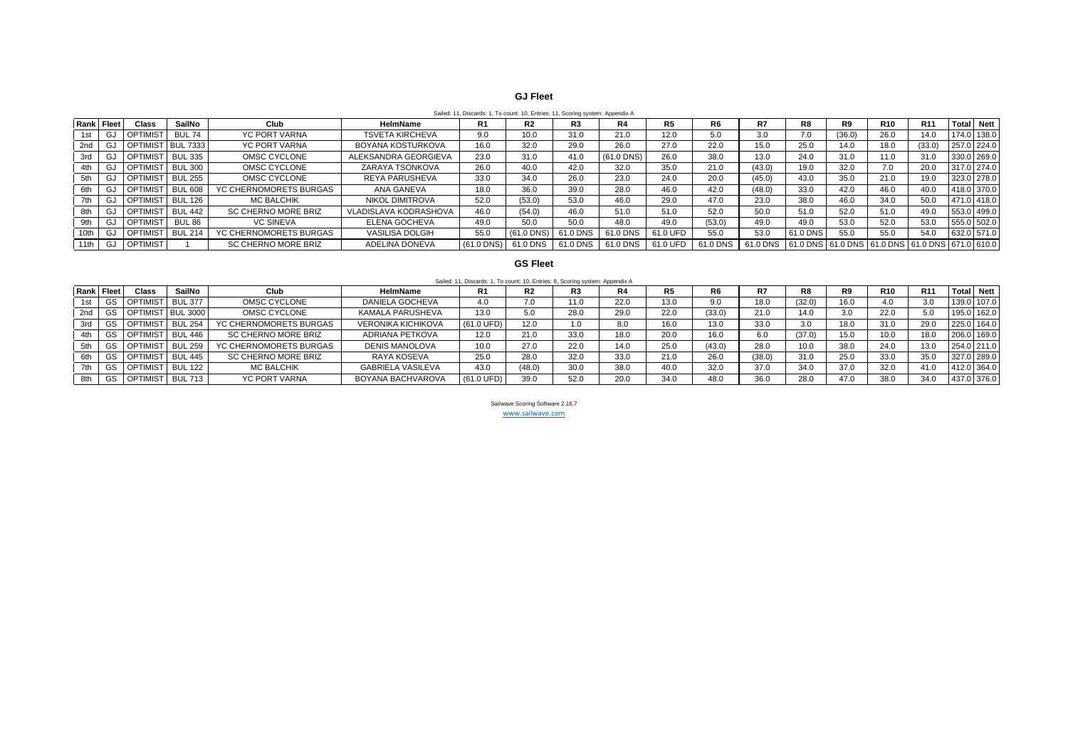## GJ Fleet

Sailed: 11, Discards: 1, To count: 10, Entries: 11, Scoring system: Appendix A

| Rank | Fleet | Class | SailNo | Club | HelmName | R1 | R2 | R3 | R4 | R5 | R6 | R7 | R8 | R9 | R10 | R11 | Total | Nett |
|---|---|---|---|---|---|---|---|---|---|---|---|---|---|---|---|---|---|---|
| 1st | GJ | OPTIMIST | BUL 74 | YC PORT VARNA | TSVETA KIRCHEVA | 9.0 | 10.0 | 31.0 | 21.0 | 12.0 | 5.0 | 3.0 | 7.0 | (36.0) | 26.0 | 14.0 | 174.0 | 138.0 |
| 2nd | GJ | OPTIMIST | BUL 7333 | YC PORT VARNA | BOYANA KOSTURKOVA | 16.0 | 32.0 | 29.0 | 26.0 | 27.0 | 22.0 | 15.0 | 25.0 | 14.0 | 18.0 | (33.0) | 257.0 | 224.0 |
| 3rd | GJ | OPTIMIST | BUL 335 | OMSC CYCLONE | ALEKSANDRA GEORGIEVA | 23.0 | 31.0 | 41.0 | (61.0 DNS) | 26.0 | 38.0 | 13.0 | 24.0 | 31.0 | 11.0 | 31.0 | 330.0 | 269.0 |
| 4th | GJ | OPTIMIST | BUL 300 | OMSC CYCLONE | ZARAYA TSONKOVA | 26.0 | 40.0 | 42.0 | 32.0 | 35.0 | 21.0 | (43.0) | 19.0 | 32.0 | 7.0 | 20.0 | 317.0 | 274.0 |
| 5th | GJ | OPTIMIST | BUL 255 | OMSC CYCLONE | REYA PARUSHEVA | 33.0 | 34.0 | 26.0 | 23.0 | 24.0 | 20.0 | (45.0) | 43.0 | 35.0 | 21.0 | 19.0 | 323.0 | 278.0 |
| 6th | GJ | OPTIMIST | BUL 608 | YC CHERNOMORETS BURGAS | ANA GANEVA | 18.0 | 36.0 | 39.0 | 28.0 | 46.0 | 42.0 | (48.0) | 33.0 | 42.0 | 46.0 | 40.0 | 418.0 | 370.0 |
| 7th | GJ | OPTIMIST | BUL 126 | MC BALCHIK | NIKOL DIMITROVA | 52.0 | (53.0) | 53.0 | 46.0 | 29.0 | 47.0 | 23.0 | 38.0 | 46.0 | 34.0 | 50.0 | 471.0 | 418.0 |
| 8th | GJ | OPTIMIST | BUL 442 | SC CHERNO MORE BRIZ | VLADISLAVA KODRASHOVA | 46.0 | (54.0) | 46.0 | 51.0 | 51.0 | 52.0 | 50.0 | 51.0 | 52.0 | 51.0 | 49.0 | 553.0 | 499.0 |
| 9th | GJ | OPTIMIST | BUL 86 | VC SINEVA | ELENA GOCHEVA | 49.0 | 50.0 | 50.0 | 48.0 | 49.0 | (53.0) | 49.0 | 49.0 | 53.0 | 52.0 | 53.0 | 555.0 | 502.0 |
| 10th | GJ | OPTIMIST | BUL 214 | YC CHERNOMORETS BURGAS | VASILISA DOLGIH | 55.0 | (61.0 DNS) | 61.0 DNS | 61.0 DNS | 61.0 UFD | 55.0 | 53.0 | 61.0 DNS | 55.0 | 55.0 | 54.0 | 632.0 | 571.0 |
| 11th | GJ | OPTIMIST | 1 | SC CHERNO MORE BRIZ | ADELINA DONEVA | (61.0 DNS) | 61.0 DNS | 61.0 DNS | 61.0 DNS | 61.0 UFD | 61.0 DNS | 61.0 DNS | 61.0 DNS | 61.0 DNS | 61.0 DNS | 61.0 DNS | 671.0 | 610.0 |

## GS Fleet

Sailed: 11, Discards: 1, To count: 10, Entries: 8, Scoring system: Appendix A

| Rank | Fleet | Class | SailNo | Club | HelmName | R1 | R2 | R3 | R4 | R5 | R6 | R7 | R8 | R9 | R10 | R11 | Total | Nett |
|---|---|---|---|---|---|---|---|---|---|---|---|---|---|---|---|---|---|---|
| 1st | GS | OPTIMIST | BUL 377 | OMSC CYCLONE | DANIELA GOCHEVA | 4.0 | 7.0 | 11.0 | 22.0 | 13.0 | 9.0 | 18.0 | (32.0) | 16.0 | 4.0 | 3.0 | 139.0 | 107.0 |
| 2nd | GS | OPTIMIST | BUL 3000 | OMSC CYCLONE | KAMALA PARUSHEVA | 13.0 | 5.0 | 28.0 | 29.0 | 22.0 | (33.0) | 21.0 | 14.0 | 3.0 | 22.0 | 5.0 | 195.0 | 162.0 |
| 3rd | GS | OPTIMIST | BUL 254 | YC CHERNOMORETS BURGAS | VERONIKA KICHIKOVA | (61.0 UFD) | 12.0 | 1.0 | 8.0 | 16.0 | 13.0 | 33.0 | 3.0 | 18.0 | 31.0 | 29.0 | 225.0 | 164.0 |
| 4th | GS | OPTIMIST | BUL 446 | SC CHERNO MORE BRIZ | ADRIANA PETKOVA | 12.0 | 21.0 | 33.0 | 18.0 | 20.0 | 16.0 | 6.0 | (37.0) | 15.0 | 10.0 | 18.0 | 206.0 | 169.0 |
| 5th | GS | OPTIMIST | BUL 259 | YC CHERNOMORETS BURGAS | DENIS MANOLOVA | 10.0 | 27.0 | 22.0 | 14.0 | 25.0 | (43.0) | 28.0 | 10.0 | 38.0 | 24.0 | 13.0 | 254.0 | 211.0 |
| 6th | GS | OPTIMIST | BUL 445 | SC CHERNO MORE BRIZ | RAYA KOSEVA | 25.0 | 28.0 | 32.0 | 33.0 | 21.0 | 26.0 | (38.0) | 31.0 | 25.0 | 33.0 | 35.0 | 327.0 | 289.0 |
| 7th | GS | OPTIMIST | BUL 122 | MC BALCHIK | GABRIELA VASILEVA | 43.0 | (48.0) | 30.0 | 38.0 | 40.0 | 32.0 | 37.0 | 34.0 | 37.0 | 32.0 | 41.0 | 412.0 | 364.0 |
| 8th | GS | OPTIMIST | BUL 713 | YC PORT VARNA | BOYANA BACHVAROVA | (61.0 UFD) | 39.0 | 52.0 | 20.0 | 34.0 | 48.0 | 36.0 | 28.0 | 47.0 | 38.0 | 34.0 | 437.0 | 376.0 |

Sailwave Scoring Software 2.16.7
www.sailwave.com